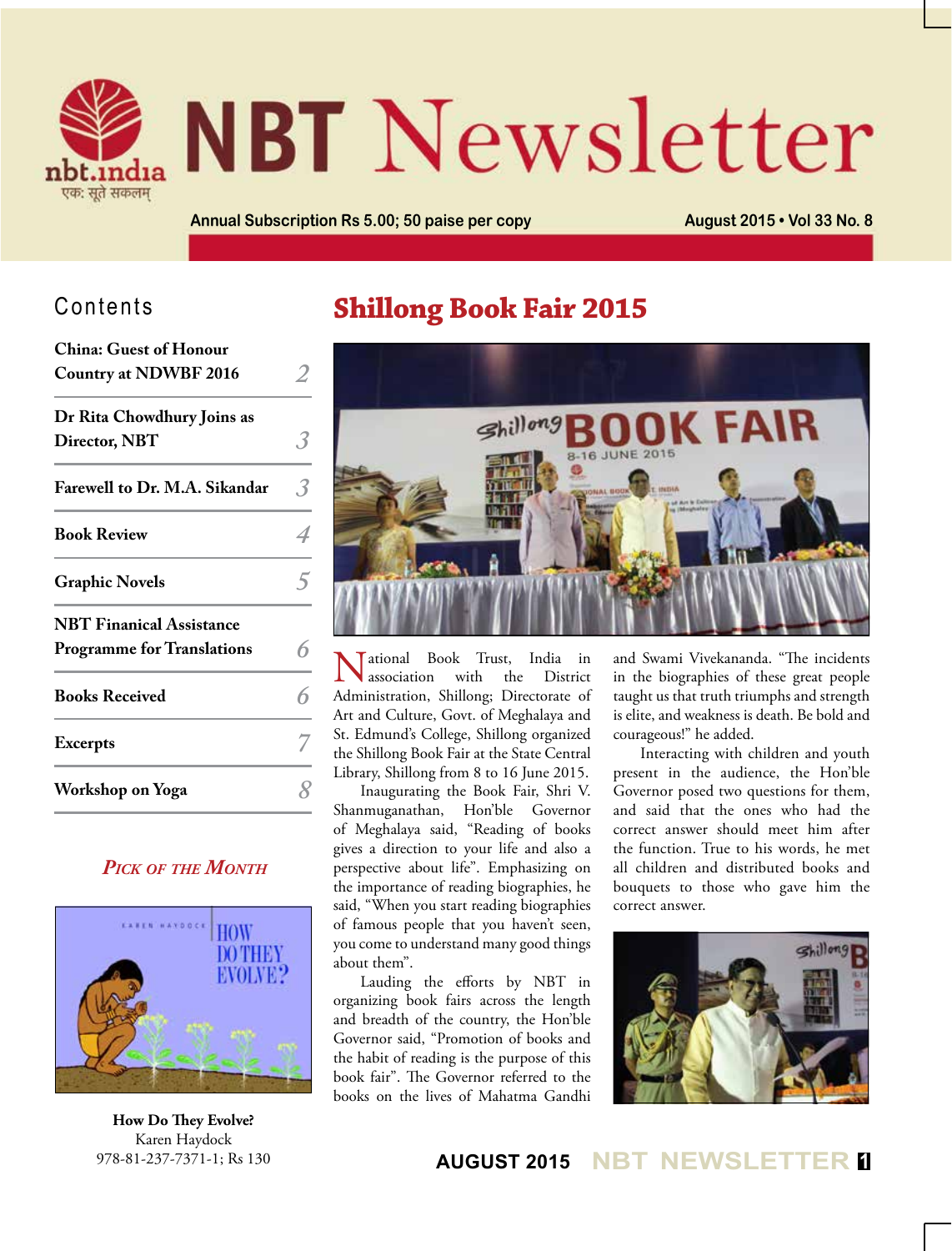# NBT Newsletter

nbt.india
एक: सूते सकलम्

Annual Subscription Rs 5.00; 50 paise per copy

August 2015 • Vol 33 No. 8

## Contents

| | |
|---|---|
| China: Guest of Honour Country at NDWBF 2016 | 2 |
| Dr Rita Chowdhury Joins as Director, NBT | 3 |
| Farewell to Dr. M.A. Sikandar | 3 |
| Book Review | 4 |
| Graphic Novels | 5 |
| NBT Finanical Assistance Programme for Translations | 6 |
| Books Received | 6 |
| Excerpts | 7 |
| Workshop on Yoga | 8 |

### *Pick of the Month*

**How Do They Evolve?**
Karen Haydock
978-81-237-7371-1; Rs 130

# Shillong Book Fair 2015

National Book Trust, India in association with the District Administration, Shillong; Directorate of Art and Culture, Govt. of Meghalaya and St. Edmund's College, Shillong organized the Shillong Book Fair at the State Central Library, Shillong from 8 to 16 June 2015.

Inaugurating the Book Fair, Shri V. Shanmuganathan, Hon'ble Governor of Meghalaya said, "Reading of books gives a direction to your life and also a perspective about life". Emphasizing on the importance of reading biographies, he said, "When you start reading biographies of famous people that you haven't seen, you come to understand many good things about them".

Lauding the efforts by NBT in organizing book fairs across the length and breadth of the country, the Hon'ble Governor said, "Promotion of books and the habit of reading is the purpose of this book fair". The Governor referred to the books on the lives of Mahatma Gandhi and Swami Vivekananda. "The incidents in the biographies of these great people taught us that truth triumphs and strength is elite, and weakness is death. Be bold and courageous!" he added.

Interacting with children and youth present in the audience, the Hon'ble Governor posed two questions for them, and said that the ones who had the correct answer should meet him after the function. True to his words, he met all children and distributed books and bouquets to those who gave him the correct answer.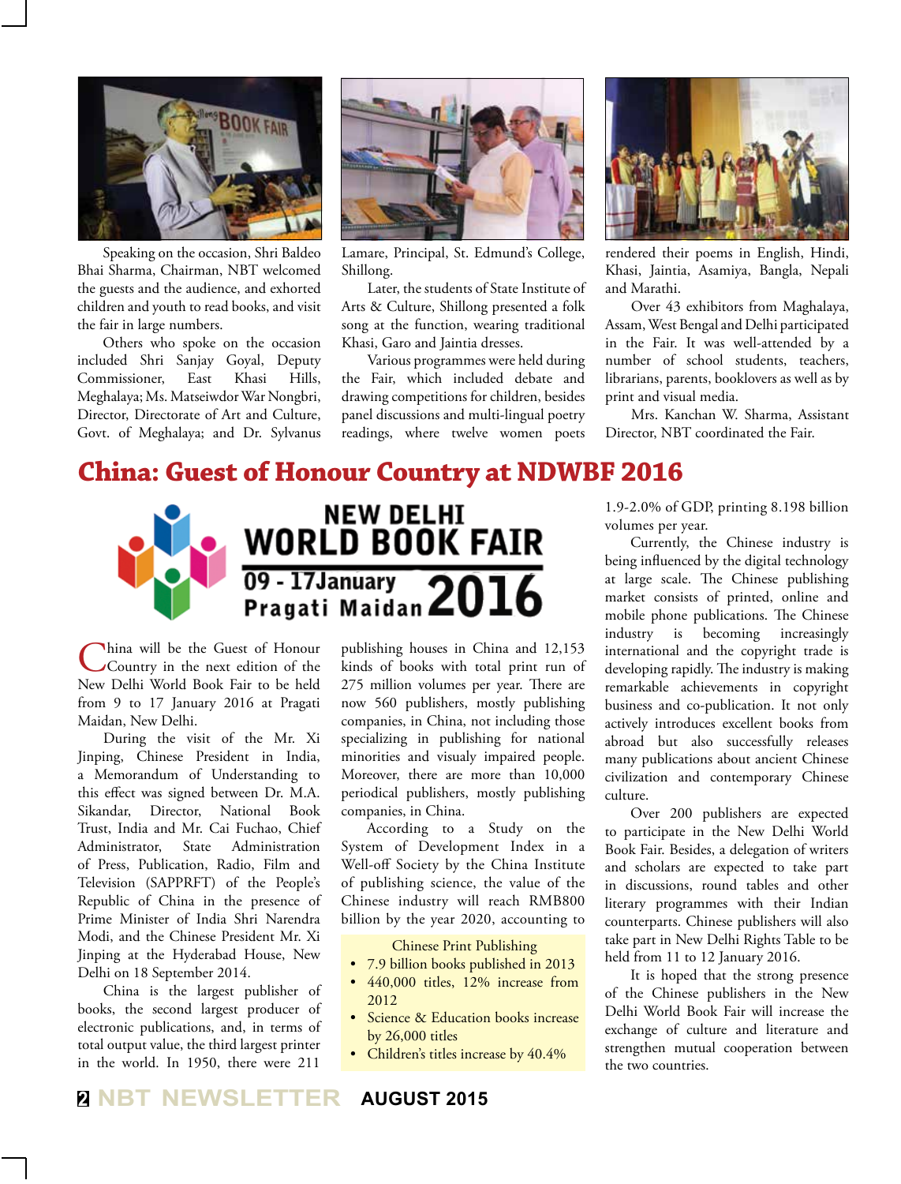Speaking on the occasion, Shri Baldeo Bhai Sharma, Chairman, NBT welcomed the guests and the audience, and exhorted children and youth to read books, and visit the fair in large numbers.

Others who spoke on the occasion included Shri Sanjay Goyal, Deputy Commissioner, East Khasi Hills, Meghalaya; Ms. Matseiwdor War Nongbri, Director, Directorate of Art and Culture, Govt. of Meghalaya; and Dr. Sylvanus Lamare, Principal, St. Edmund's College, Shillong.

Later, the students of State Institute of Arts & Culture, Shillong presented a folk song at the function, wearing traditional Khasi, Garo and Jaintia dresses.

Various programmes were held during the Fair, which included debate and drawing competitions for children, besides panel discussions and multi-lingual poetry readings, where twelve women poets rendered their poems in English, Hindi, Khasi, Jaintia, Asamiya, Bangla, Nepali and Marathi.

Over 43 exhibitors from Maghalaya, Assam, West Bengal and Delhi participated in the Fair. It was well-attended by a number of school students, parents, teachers, librarians, parents, booklovers as well as by print and visual media.

Mrs. Kanchan W. Sharma, Assistant Director, NBT coordinated the Fair.

# China: Guest of Honour Country at NDWBF 2016

NEW DELHI WORLD BOOK FAIR
09 - 17January 2016
Pragati Maidan

China will be the Guest of Honour Country in the next edition of the New Delhi World Book Fair to be held from 9 to 17 January 2016 at Pragati Maidan, New Delhi.

During the visit of the Mr. Xi Jinping, Chinese President in India, a Memorandum of Understanding to this effect was signed between Dr. M.A. Sikandar, Director, National Book Trust, India and Mr. Cai Fuchao, Chief Administrator, State Administration of Press, Publication, Radio, Film and Television (SAPPRFT) of the People's Republic of China in the presence of Prime Minister of India Shri Narendra Modi, and the Chinese President Mr. Xi Jinping at the Hyderabad House, New Delhi on 18 September 2014.

China is the largest publisher of books, the second largest producer of electronic publications, and, in terms of total output value, the third largest printer in the world. In 1950, there were 211 publishing houses in China and 12,153 kinds of books with total print run of 275 million volumes per year. There are now 560 publishers, mostly publishing companies, in China, not including those specializing in publishing for national minorities and visualy impaired people. Moreover, there are more than 10,000 periodical publishers, mostly publishing companies, in China.

According to a Study on the System of Development Index in a Well-off Society by the China Institute of publishing science, the value of the Chinese industry will reach RMB800 billion by the year 2020, accounting to 1.9-2.0% of GDP, printing 8.198 billion volumes per year.

> Chinese Print Publishing
> - 7.9 billion books published in 2013
> - 440,000 titles, 12% increase from 2012
> - Science & Education books increase by 26,000 titles
> - Children's titles increase by 40.4%

Currently, the Chinese industry is being influenced by the digital technology at large scale. The Chinese publishing market consists of printed, online and mobile phone publications. The Chinese industry is becoming increasingly international and the copyright trade is developing rapidly. The industry is making remarkable achievements in copyright business and co-publication. It not only actively introduces excellent books from abroad but also successfully releases many publications about ancient Chinese civilization and contemporary Chinese culture.

Over 200 publishers are expected to participate in the New Delhi World Book Fair. Besides, a delegation of writers and scholars are expected to take part in discussions, round tables and other literary programmes with their Indian counterparts. Chinese publishers will also take part in New Delhi Rights Table to be held from 11 to 12 January 2016.

It is hoped that the strong presence of the Chinese publishers in the New Delhi World Book Fair will increase the exchange of culture and literature and strengthen mutual cooperation between the two countries.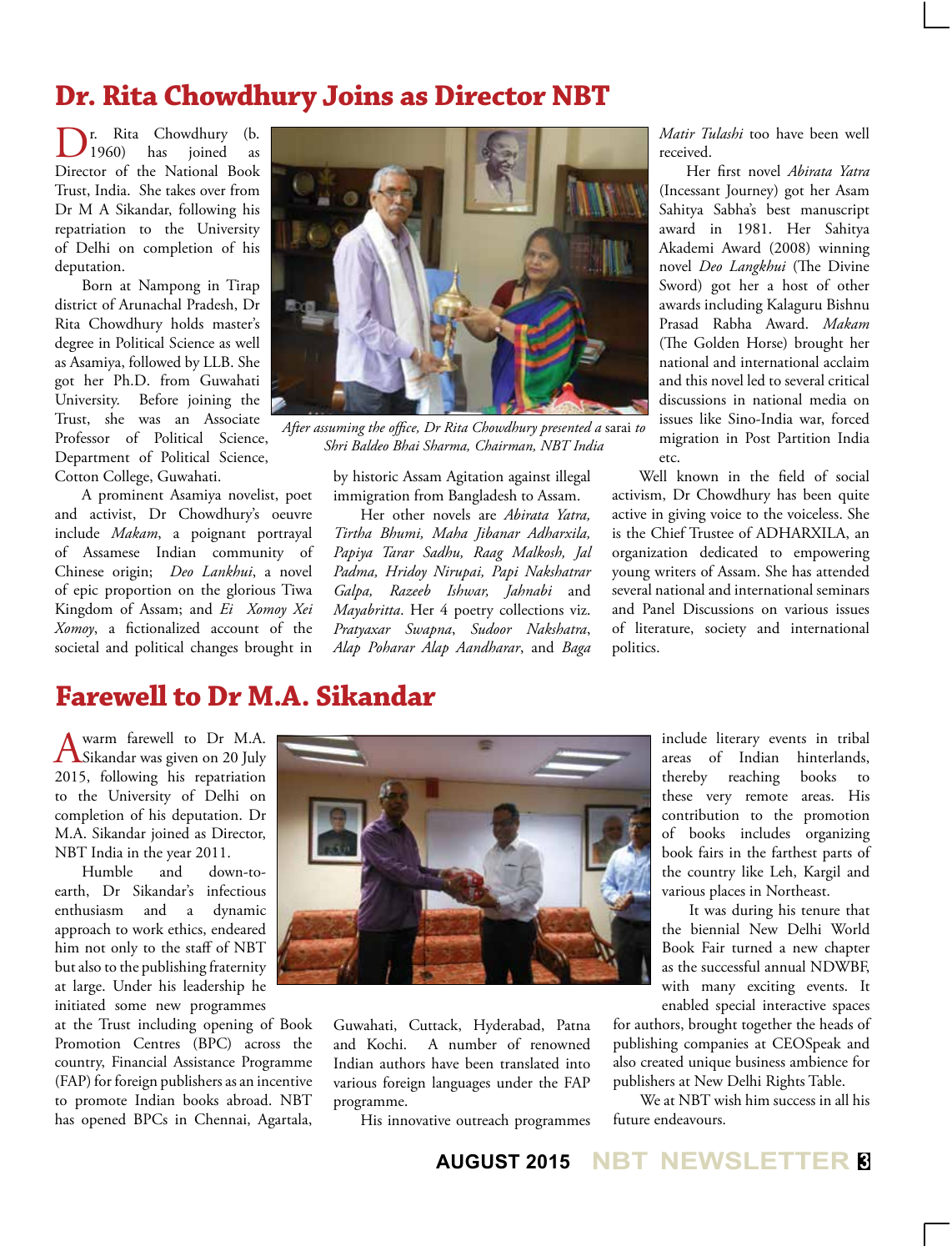## Dr. Rita Chowdhury Joins as Director NBT

Dr. Rita Chowdhury (b. 1960) has joined as Director of the National Book Trust, India. She takes over from Dr M A Sikandar, following his repatriation to the University of Delhi on completion of his deputation.

Born at Nampong in Tirap district of Arunachal Pradesh, Dr Rita Chowdhury holds master's degree in Political Science as well as Asamiya, followed by LLB. She got her Ph.D. from Guwahati University. Before joining the Trust, she was an Associate Professor of Political Science, Department of Political Science, Cotton College, Guwahati.

*After assuming the office, Dr Rita Chowdhury presented a* sarai *to Shri Baldeo Bhai Sharma, Chairman, NBT India*

A prominent Asamiya novelist, poet and activist, Dr Chowdhury's oeuvre include *Makam*, a poignant portrayal of Assamese Indian community of Chinese origin; *Deo Lankhui*, a novel of epic proportion on the glorious Tiwa Kingdom of Assam; and *Ei Xomoy Xei Xomoy*, a fictionalized account of the societal and political changes brought in by historic Assam Agitation against illegal immigration from Bangladesh to Assam.

Her other novels are *Abirata Yatra, Tirtha Bhumi, Maha Jibanar Adharxila, Papiya Tarar Sadhu, Raag Malkosh, Jal Padma, Hridoy Nirupai, Papi Nakshatrar Galpa, Razeeb Ishwar, Jahnabi* and *Mayabritta*. Her 4 poetry collections viz. *Pratyaxar Swapna*, *Sudoor Nakshatra*, *Alap Poharar Alap Aandharar*, and *Baga Matir Tulashi* too have been well received.

Her first novel *Abirata Yatra* (Incessant Journey) got her Asam Sahitya Sabha's best manuscript award in 1981. Her Sahitya Akademi Award (2008) winning novel *Deo Langkhui* (The Divine Sword) got her a host of other awards including Kalaguru Bishnu Prasad Rabha Award. *Makam* (The Golden Horse) brought her national and international acclaim and this novel led to several critical discussions in national media on issues like Sino-India war, forced migration in Post Partition India etc.

Well known in the field of social activism, Dr Chowdhury has been quite active in giving voice to the voiceless. She is the Chief Trustee of ADHARXILA, an organization dedicated to empowering young writers of Assam. She has attended several national and international seminars and Panel Discussions on various issues of literature, society and international politics.

## Farewell to Dr M.A. Sikandar

A warm farewell to Dr M.A. Sikandar was given on 20 July 2015, following his repatriation to the University of Delhi on completion of his deputation. Dr M.A. Sikandar joined as Director, NBT India in the year 2011.

Humble and down-to-earth, Dr Sikandar's infectious enthusiasm and a dynamic approach to work ethics, endeared him not only to the staff of NBT but also to the publishing fraternity at large. Under his leadership he initiated some new programmes at the Trust including opening of Book Promotion Centres (BPC) across the country, Financial Assistance Programme (FAP) for foreign publishers as an incentive to promote Indian books abroad. NBT has opened BPCs in Chennai, Agartala, Guwahati, Cuttack, Hyderabad, Patna and Kochi. A number of renowned Indian authors have been translated into various foreign languages under the FAP programme.

His innovative outreach programmes include literary events in tribal areas of Indian hinterlands, thereby reaching books to these very remote areas. His contribution to the promotion of books includes organizing book fairs in the farthest parts of the country like Leh, Kargil and various places in Northeast.

It was during his tenure that the biennial New Delhi World Book Fair turned a new chapter as the successful annual NDWBF, with many exciting events. It enabled special interactive spaces for authors, brought together the heads of publishing companies at CEOSpeak and also created unique business ambience for publishers at New Delhi Rights Table.

We at NBT wish him success in all his future endeavours.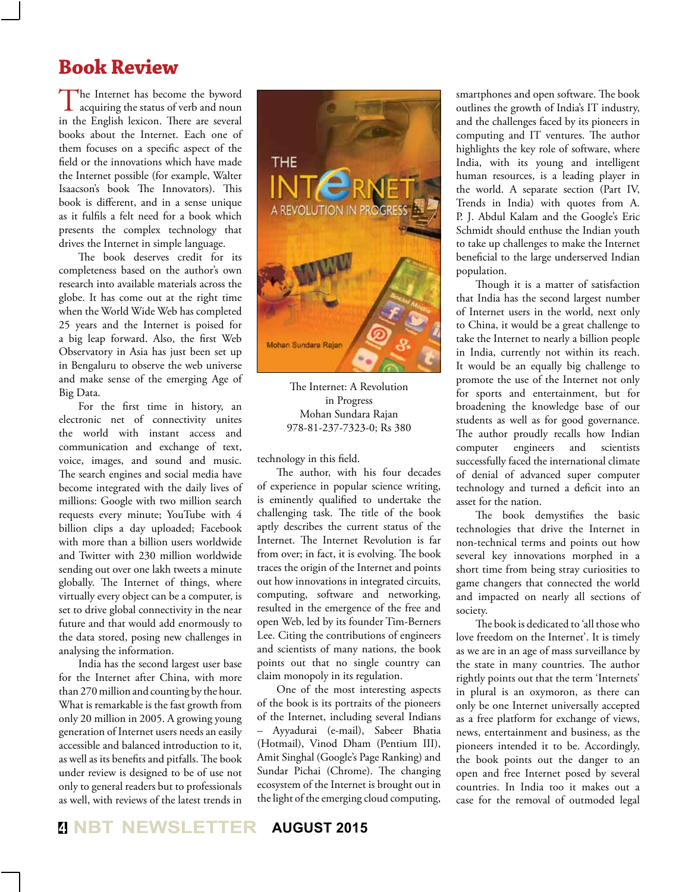# Book Review

The Internet has become the byword acquiring the status of verb and noun in the English lexicon. There are several books about the Internet. Each one of them focuses on a specific aspect of the field or the innovations which have made the Internet possible (for example, Walter Isaacson's book The Innovators). This book is different, and in a sense unique as it fulfils a felt need for a book which presents the complex technology that drives the Internet in simple language.

The book deserves credit for its completeness based on the author's own research into available materials across the globe. It has come out at the right time when the World Wide Web has completed 25 years and the Internet is poised for a big leap forward. Also, the first Web Observatory in Asia has just been set up in Bengaluru to observe the web universe and make sense of the emerging Age of Big Data.

For the first time in history, an electronic net of connectivity unites the world with instant access and communication and exchange of text, voice, images, and sound and music. The search engines and social media have become integrated with the daily lives of millions: Google with two million search requests every minute; YouTube with 4 billion clips a day uploaded; Facebook with more than a billion users worldwide and Twitter with 230 million worldwide sending out over one lakh tweets a minute globally. The Internet of things, where virtually every object can be a computer, is set to drive global connectivity in the near future and that would add enormously to the data stored, posing new challenges in analysing the information.

India has the second largest user base for the Internet after China, with more than 270 million and counting by the hour. What is remarkable is the fast growth from only 20 million in 2005. A growing young generation of Internet users needs an easily accessible and balanced introduction to it, as well as its benefits and pitfalls. The book under review is designed to be of use not only to general readers but to professionals as well, with reviews of the latest trends in technology in this field.

The Internet: A Revolution in Progress
Mohan Sundara Rajan
978-81-237-7323-0; Rs 380

The author, with his four decades of experience in popular science writing, is eminently qualified to undertake the challenging task. The title of the book aptly describes the current status of the Internet. The Internet Revolution is far from over; in fact, it is evolving. The book traces the origin of the Internet and points out how innovations in integrated circuits, computing, software and networking, resulted in the emergence of the free and open Web, led by its founder Tim-Berners Lee. Citing the contributions of engineers and scientists of many nations, the book points out that no single country can claim monopoly in its regulation.

One of the most interesting aspects of the book is its portraits of the pioneers of the Internet, including several Indians – Ayyadurai (e-mail), Sabeer Bhatia (Hotmail), Vinod Dham (Pentium III), Amit Singhal (Google's Page Ranking) and Sundar Pichai (Chrome). The changing ecosystem of the Internet is brought out in the light of the emerging cloud computing, smartphones and open software. The book outlines the growth of India's IT industry, and the challenges faced by its pioneers in computing and IT ventures. The author highlights the key role of software, where India, with its young and intelligent human resources, is a leading player in the world. A separate section (Part IV, Trends in India) with quotes from A. P. J. Abdul Kalam and the Google's Eric Schmidt should enthuse the Indian youth to take up challenges to make the Internet beneficial to the large underserved Indian population.

Though it is a matter of satisfaction that India has the second largest number of Internet users in the world, next only to China, it would be a great challenge to take the Internet to nearly a billion people in India, currently not within its reach. It would be an equally big challenge to promote the use of the Internet not only for sports and entertainment, but for broadening the knowledge base of our students as well as for good governance. The author proudly recalls how Indian computer engineers and scientists successfully faced the international climate of denial of advanced super computer technology and turned a deficit into an asset for the nation.

The book demystifies the basic technologies that drive the Internet in non-technical terms and points out how several key innovations morphed in a short time from being stray curiosities to game changers that connected the world and impacted on nearly all sections of society.

The book is dedicated to 'all those who love freedom on the Internet'. It is timely as we are in an age of mass surveillance by the state in many countries. The author rightly points out that the term 'Internets' in plural is an oxymoron, as there can only be one Internet universally accepted as a free platform for exchange of views, news, entertainment and business, as the pioneers intended it to be. Accordingly, the book points out the danger to an open and free Internet posed by several countries. In India too it makes out a case for the removal of outmoded legal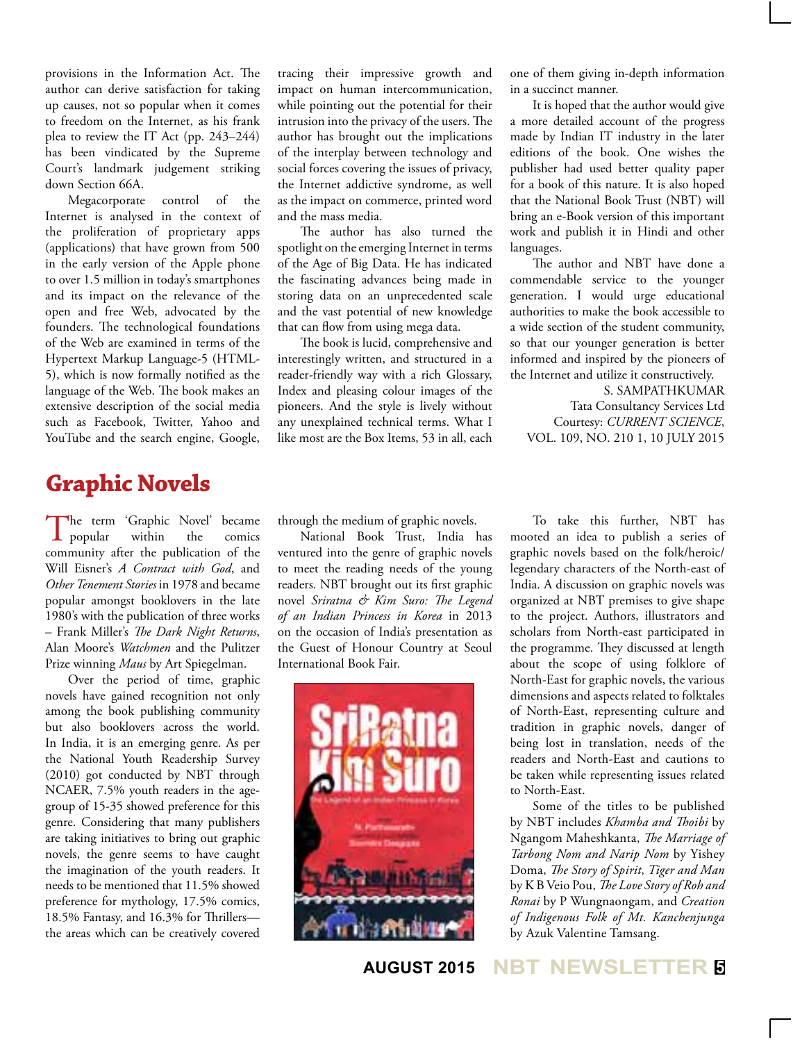provisions in the Information Act. The author can derive satisfaction for taking up causes, not so popular when it comes to freedom on the Internet, as his frank plea to review the IT Act (pp. 243–244) has been vindicated by the Supreme Court's landmark judgement striking down Section 66A.

Megacorporate control of the Internet is analysed in the context of the proliferation of proprietary apps (applications) that have grown from 500 in the early version of the Apple phone to over 1.5 million in today's smartphones and its impact on the relevance of the open and free Web, advocated by the founders. The technological foundations of the Web are examined in terms of the Hypertext Markup Language-5 (HTML-5), which is now formally notified as the language of the Web. The book makes an extensive description of the social media such as Facebook, Twitter, Yahoo and YouTube and the search engine, Google, tracing their impressive growth and impact on human intercommunication, while pointing out the potential for their intrusion into the privacy of the users. The author has brought out the implications of the interplay between technology and social forces covering the issues of privacy, the Internet addictive syndrome, as well as the impact on commerce, printed word and the mass media.

The author has also turned the spotlight on the emerging Internet in terms of the Age of Big Data. He has indicated the fascinating advances being made in storing data on an unprecedented scale and the vast potential of new knowledge that can flow from using mega data.

The book is lucid, comprehensive and interestingly written, and structured in a reader-friendly way with a rich Glossary, Index and pleasing colour images of the pioneers. And the style is lively without any unexplained technical terms. What I like most are the Box Items, 53 in all, each one of them giving in-depth information in a succinct manner.

It is hoped that the author would give a more detailed account of the progress made by Indian IT industry in the later editions of the book. One wishes the publisher had used better quality paper for a book of this nature. It is also hoped that the National Book Trust (NBT) will bring an e-Book version of this important work and publish it in Hindi and other languages.

The author and NBT have done a commendable service to the younger generation. I would urge educational authorities to make the book accessible to a wide section of the student community, so that our younger generation is better informed and inspired by the pioneers of the Internet and utilize it constructively.

S. SAMPATHKUMAR
Tata Consultancy Services Ltd
Courtesy: *CURRENT SCIENCE*,
VOL. 109, NO. 210 1, 10 JULY 2015

# Graphic Novels

The term 'Graphic Novel' became popular within the comics community after the publication of the Will Eisner's *A Contract with God*, and *Other Tenement Stories* in 1978 and became popular amongst booklovers in the late 1980's with the publication of three works – Frank Miller's *The Dark Night Returns*, Alan Moore's *Watchmen* and the Pulitzer Prize winning *Maus* by Art Spiegelman.

Over the period of time, graphic novels have gained recognition not only among the book publishing community but also booklovers across the world. In India, it is an emerging genre. As per the National Youth Readership Survey (2010) got conducted by NBT through NCAER, 7.5% youth readers in the age-group of 15-35 showed preference for this genre. Considering that many publishers are taking initiatives to bring out graphic novels, the genre seems to have caught the imagination of the youth readers. It needs to be mentioned that 11.5% showed preference for mythology, 17.5% comics, 18.5% Fantasy, and 16.3% for Thrillers—the areas which can be creatively covered through the medium of graphic novels.

National Book Trust, India has ventured into the genre of graphic novels to meet the reading needs of the young readers. NBT brought out its first graphic novel *Sriratna & Kim Suro: The Legend of an Indian Princess in Korea* in 2013 on the occasion of India's presentation as the Guest of Honour Country at Seoul International Book Fair.

To take this further, NBT has mooted an idea to publish a series of graphic novels based on the folk/heroic/legendary characters of the North-east of India. A discussion on graphic novels was organized at NBT premises to give shape to the project. Authors, illustrators and scholars from North-east participated in the programme. They discussed at length about the scope of using folklore of North-East for graphic novels, the various dimensions and aspects related to folktales of North-East, representing culture and tradition in graphic novels, danger of being lost in translation, needs of the readers and North-East and cautions to be taken while representing issues related to North-East.

Some of the titles to be published by NBT includes *Khamba and Thoibi* by Ngangom Maheshkanta, *The Marriage of Tarbong Nom and Narip Nom* by Yishey Doma, *The Story of Spirit, Tiger and Man* by K B Veio Pou, *The Love Story of Roh and Ronai* by P Wungnaongam, and *Creation of Indigenous Folk of Mt. Kanchenjunga* by Azuk Valentine Tamsang.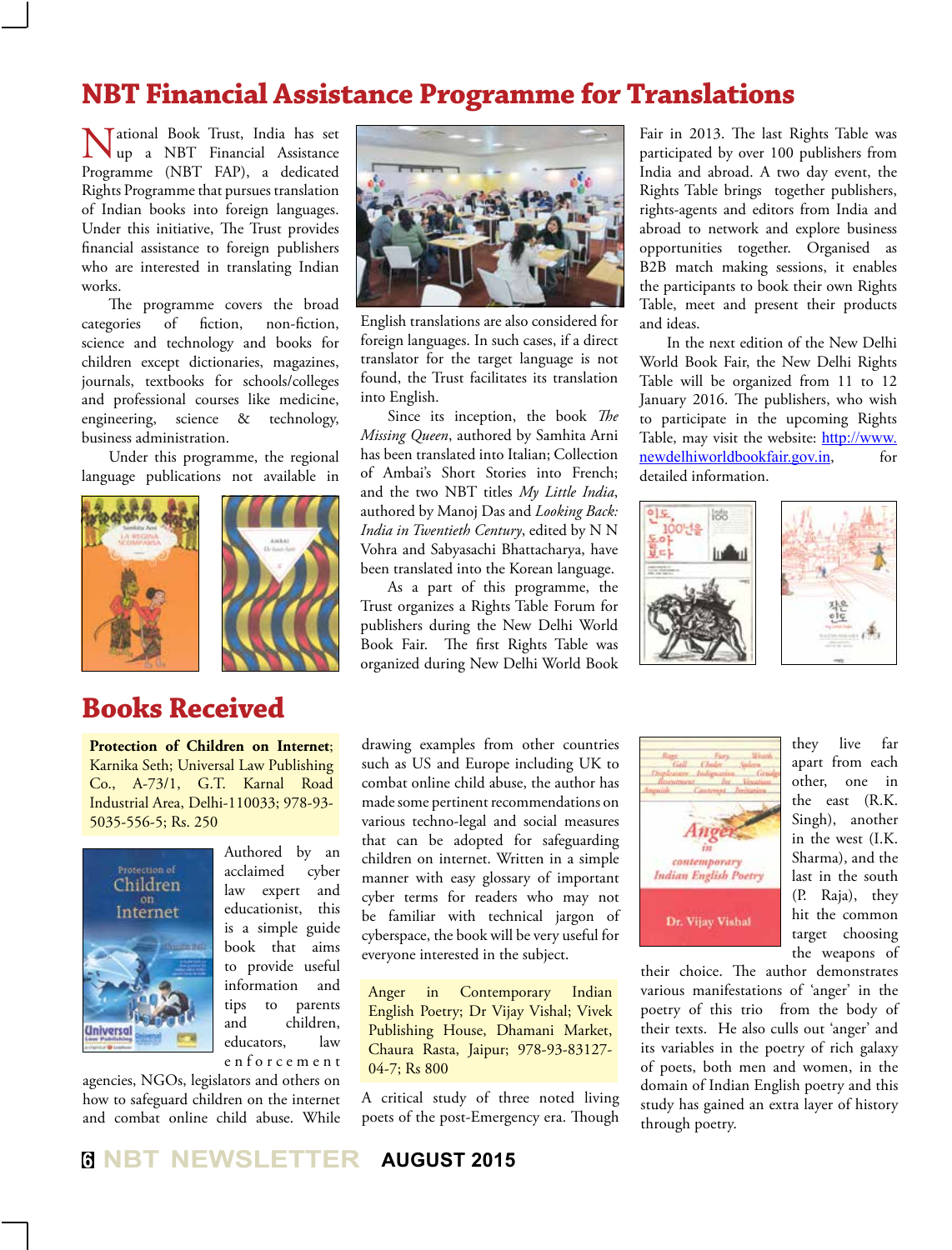# NBT Financial Assistance Programme for Translations

National Book Trust, India has set up a NBT Financial Assistance Programme (NBT FAP), a dedicated Rights Programme that pursues translation of Indian books into foreign languages. Under this initiative, The Trust provides financial assistance to foreign publishers who are interested in translating Indian works.

The programme covers the broad categories of fiction, non-fiction, science and technology and books for children except dictionaries, magazines, journals, textbooks for schools/colleges and professional courses like medicine, engineering, science & technology, business administration.

Under this programme, the regional language publications not available in English translations are also considered for foreign languages. In such cases, if a direct translator for the target language is not found, the Trust facilitates its translation into English.

Since its inception, the book *The Missing Queen*, authored by Samhita Arni has been translated into Italian; Collection of Ambai's Short Stories into French; and the two NBT titles *My Little India*, authored by Manoj Das and *Looking Back: India in Twentieth Century*, edited by N N Vohra and Sabyasachi Bhattacharya, have been translated into the Korean language.

As a part of this programme, the Trust organizes a Rights Table Forum for publishers during the New Delhi World Book Fair. The first Rights Table was organized during New Delhi World Book Fair in 2013. The last Rights Table was participated by over 100 publishers from India and abroad. A two day event, the Rights Table brings together publishers, rights-agents and editors from India and abroad to network and explore business opportunities together. Organised as B2B match making sessions, it enables the participants to book their own Rights Table, meet and present their products and ideas.

In the next edition of the New Delhi World Book Fair, the New Delhi Rights Table will be organized from 11 to 12 January 2016. The publishers, who wish to participate in the upcoming Rights Table, may visit the website: http://www.newdelhiworldbookfair.gov.in, for detailed information.

# Books Received

**Protection of Children on Internet**; Karnika Seth; Universal Law Publishing Co., A-73/1, G.T. Karnal Road Industrial Area, Delhi-110033; 978-93-5035-556-5; Rs. 250

Authored by an acclaimed cyber law expert and educationist, this is a simple guide book that aims to provide useful information and tips to parents and children, educators, law enforcement agencies, NGOs, legislators and others on how to safeguard children on the internet and combat online child abuse. While drawing examples from other countries such as US and Europe including UK to combat online child abuse, the author has made some pertinent recommendations on various techno-legal and social measures that can be adopted for safeguarding children on internet. Written in a simple manner with easy glossary of important cyber terms for readers who may not be familiar with technical jargon of cyberspace, the book will be very useful for everyone interested in the subject.

Anger in Contemporary Indian English Poetry; Dr Vijay Vishal; Vivek Publishing House, Dhamani Market, Chaura Rasta, Jaipur; 978-93-83127-04-7; Rs 800

A critical study of three noted living poets of the post-Emergency era. Though they live far apart from each other, one in the east (R.K. Singh), another in the west (I.K. Sharma), and the last in the south (P. Raja), they hit the common target choosing the weapons of their choice. The author demonstrates various manifestations of 'anger' in the poetry of this trio from the body of their texts. He also culls out 'anger' and its variables in the poetry of rich galaxy of poets, both men and women, in the domain of Indian English poetry and this study has gained an extra layer of history through poetry.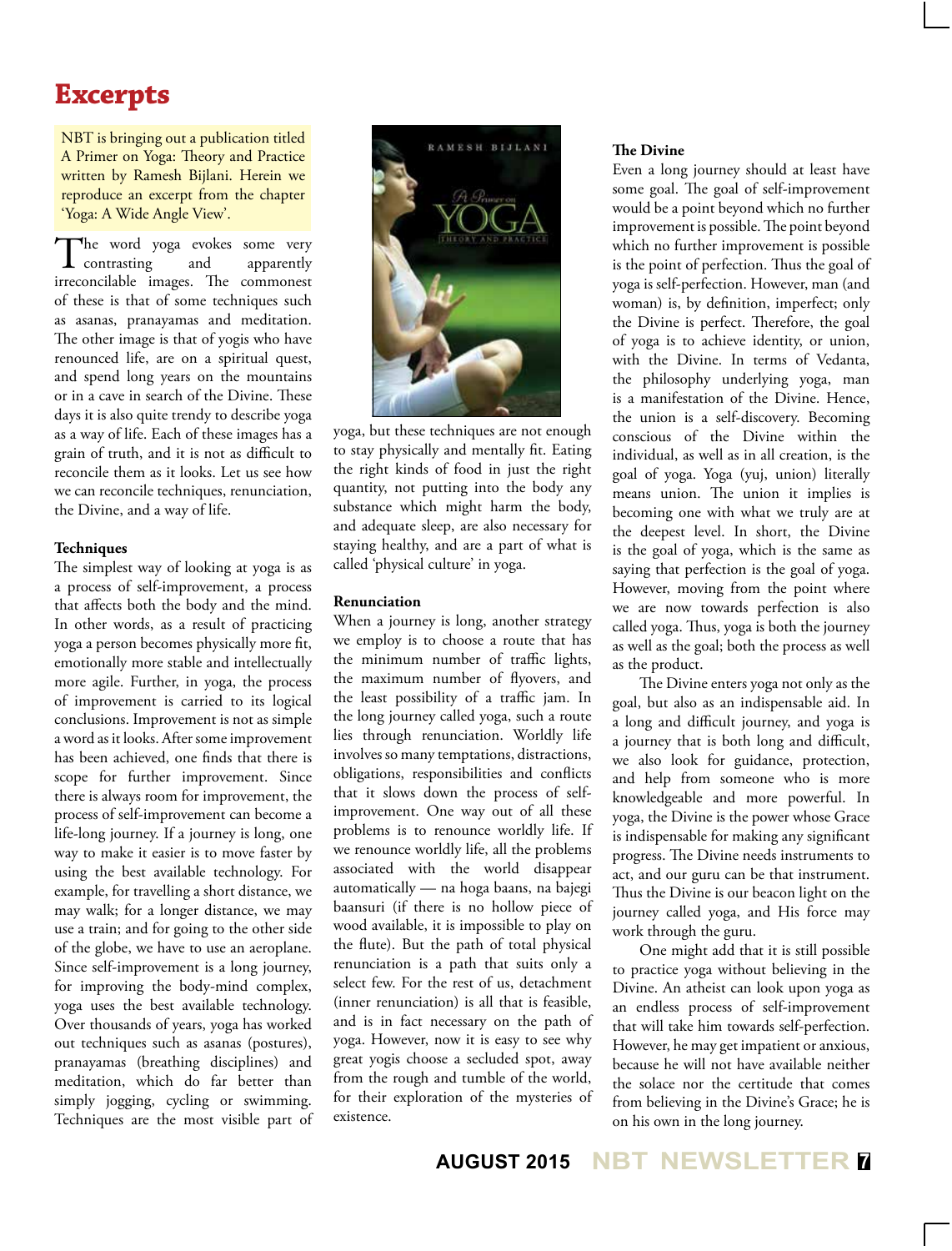# Excerpts

NBT is bringing out a publication titled A Primer on Yoga: Theory and Practice written by Ramesh Bijlani. Herein we reproduce an excerpt from the chapter 'Yoga: A Wide Angle View'.

The word yoga evokes some very contrasting and apparently irreconcilable images. The commonest of these is that of some techniques such as asanas, pranayamas and meditation. The other image is that of yogis who have renounced life, are on a spiritual quest, and spend long years on the mountains or in a cave in search of the Divine. These days it is also quite trendy to describe yoga as a way of life. Each of these images has a grain of truth, and it is not as difficult to reconcile them as it looks. Let us see how we can reconcile techniques, renunciation, the Divine, and a way of life.

### Techniques

The simplest way of looking at yoga is as a process of self-improvement, a process that affects both the body and the mind. In other words, as a result of practicing yoga a person becomes physically more fit, emotionally more stable and intellectually more agile. Further, in yoga, the process of improvement is carried to its logical conclusions. Improvement is not as simple a word as it looks. After some improvement has been achieved, one finds that there is scope for further improvement. Since there is always room for improvement, the process of self-improvement can become a life-long journey. If a journey is long, one way to make it easier is to move faster by using the best available technology. For example, for travelling a short distance, we may walk; for a longer distance, we may use a train; and for going to the other side of the globe, we have to use an aeroplane. Since self-improvement is a long journey, for improving the body-mind complex, yoga uses the best available technology. Over thousands of years, yoga has worked out techniques such as asanas (postures), pranayamas (breathing disciplines) and meditation, which do far better than simply jogging, cycling or swimming. Techniques are the most visible part of yoga, but these techniques are not enough to stay physically and mentally fit. Eating the right kinds of food in just the right quantity, not putting into the body any substance which might harm the body, and adequate sleep, are also necessary for staying healthy, and are a part of what is called 'physical culture' in yoga.

### Renunciation

When a journey is long, another strategy we employ is to choose a route that has the minimum number of traffic lights, the maximum number of flyovers, and the least possibility of a traffic jam. In the long journey called yoga, such a route lies through renunciation. Worldly life involves so many temptations, distractions, obligations, responsibilities and conflicts that it slows down the process of self-improvement. One way out of all these problems is to renounce worldly life. If we renounce worldly life, all the problems associated with the world disappear automatically — na hoga baans, na bajegi baansuri (if there is no hollow piece of wood available, it is impossible to play on the flute). But the path of total physical renunciation is a path that suits only a select few. For the rest of us, detachment (inner renunciation) is all that is feasible, and is in fact necessary on the path of yoga. However, now it is easy to see why great yogis choose a secluded spot, away from the rough and tumble of the world, for their exploration of the mysteries of existence.

### The Divine

Even a long journey should at least have some goal. The goal of self-improvement would be a point beyond which no further improvement is possible. The point beyond which no further improvement is possible is the point of perfection. Thus the goal of yoga is self-perfection. However, man (and woman) is, by definition, imperfect; only the Divine is perfect. Therefore, the goal of yoga is to achieve identity, or union, with the Divine. In terms of Vedanta, the philosophy underlying yoga, man is a manifestation of the Divine. Hence, the union is a self-discovery. Becoming conscious of the Divine within the individual, as well as in all creation, is the goal of yoga. Yoga (yuj, union) literally means union. The union it implies is becoming one with what we truly are at the deepest level. In short, the Divine is the goal of yoga, which is the same as saying that perfection is the goal of yoga. However, moving from the point where we are now towards perfection is also called yoga. Thus, yoga is both the journey as well as the goal; both the process as well as the product.

The Divine enters yoga not only as the goal, but also as an indispensable aid. In a long and difficult journey, and yoga is a journey that is both long and difficult, we also look for guidance, protection, and help from someone who is more knowledgeable and more powerful. In yoga, the Divine is the power whose Grace is indispensable for making any significant progress. The Divine needs instruments to act, and our guru can be that instrument. Thus the Divine is our beacon light on the journey called yoga, and His force may work through the guru.

One might add that it is still possible to practice yoga without believing in the Divine. An atheist can look upon yoga as an endless process of self-improvement that will take him towards self-perfection. However, he may get impatient or anxious, because he will not have available neither the solace nor the certitude that comes from believing in the Divine's Grace; he is on his own in the long journey.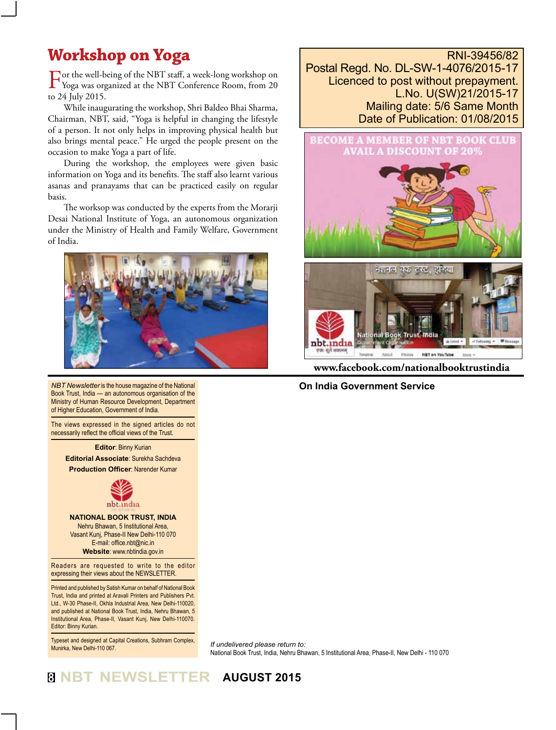# Workshop on Yoga

For the well-being of the NBT staff, a week-long workshop on Yoga was organized at the NBT Conference Room, from 20 to 24 July 2015.

While inaugurating the workshop, Shri Baldeo Bhai Sharma, Chairman, NBT, said, "Yoga is helpful in changing the lifestyle of a person. It not only helps in improving physical health but also brings mental peace." He urged the people present on the occasion to make Yoga a part of life.

During the workshop, the employees were given basic information on Yoga and its benefits. The staff also learnt various asanas and pranayams that can be practiced easily on regular basis.

The worksop was conducted by the experts from the Morarji Desai National Institute of Yoga, an autonomous organization under the Ministry of Health and Family Welfare, Government of India.

RNI-39456/82
Postal Regd. No. DL-SW-1-4076/2015-17
Licenced to post without prepayment.
L.No. U(SW)21/2015-17
Mailing date: 5/6 Same Month
Date of Publication: 01/08/2015

BECOME A MEMBER OF NBT BOOK CLUB
AVAIL A DISCOUNT OF 20%

**www.facebook.com/nationalbooktrustindia**

*NBT Newsletter* is the house magazine of the National Book Trust, India — an autonomous organisation of the Ministry of Human Resource Development, Department of Higher Education, Government of India.

The views expressed in the signed articles do not necessarily reflect the official views of the Trust.

**Editor**: Binny Kurian
**Editorial Associate**: Surekha Sachdeva
**Production Officer**: Narender Kumar

**NATIONAL BOOK TRUST, INDIA**
Nehru Bhawan, 5 Institutional Area,
Vasant Kunj, Phase-II New Delhi-110 070
E-mail: office.nbt@nic.in
**Website**: www.nbtindia.gov.in

Readers are requested to write to the editor expressing their views about the NEWSLETTER.

Printed and published by Satish Kumar on behalf of National Book Trust, India and printed at Aravali Printers and Publishers Pvt. Ltd., W-30 Phase-II, Okhla Industrial Area, New Delhi-110020, and published at National Book Trust, India, Nehru Bhawan, 5 Institutional Area, Phase-II, Vasant Kunj, New Delhi-110070. Editor: Binny Kurian.

Typeset and designed at Capital Creations, Subhram Complex, Munirka, New Delhi-110 067.

**On India Government Service**

*If undelivered please return to:*
National Book Trust, India, Nehru Bhawan, 5 Institutional Area, Phase-II, New Delhi - 110 070